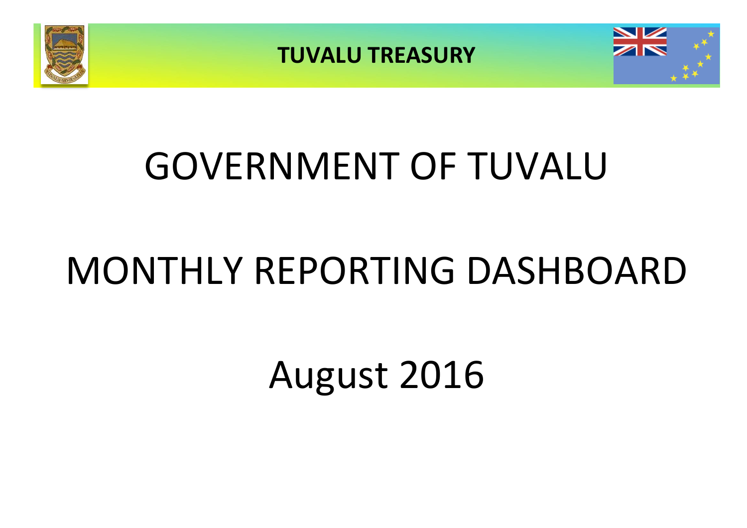**TUVALU TREASURY**

# GOVERNMENT OF TUVALU

# MONTHLY REPORTING DASHBOARD

# August 2016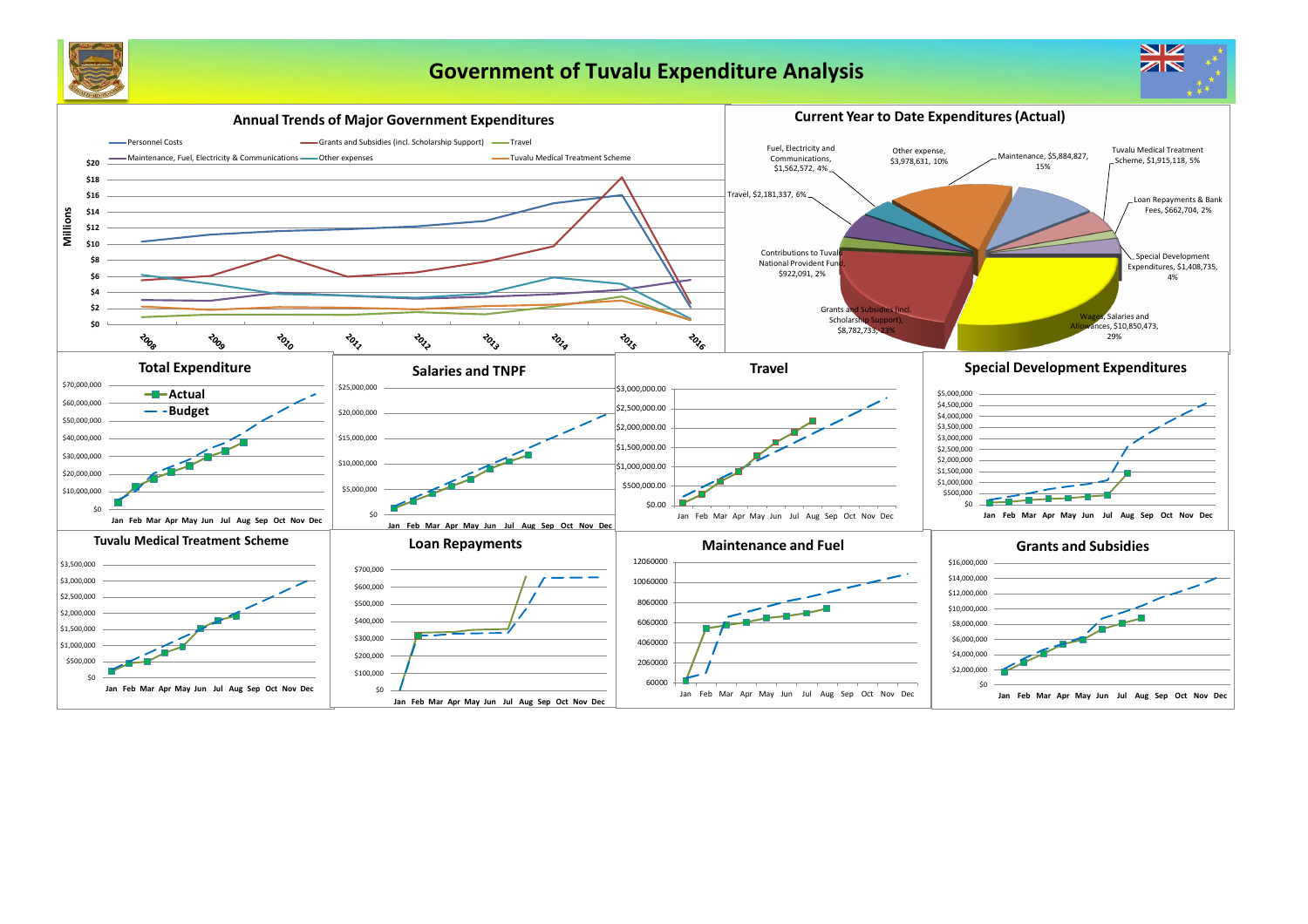# Government of Tuvalu Expenditure Analysis

## Annual Trends of Major Government Expenditures

Legend: Personnel Costs; Grants and Subsidies (incl. Scholarship Support); Travel; Maintenance, Fuel, Electricity & Communications; Other expenses; Tuvalu Medical Treatment Scheme

Millions

$0, $2, $4, $6, $8, $10, $12, $14, $16, $18, $20

2008, 2009, 2010, 2011, 2012, 2013, 2014, 2015, 2016

## Current Year to Date Expenditures (Actual)

- Fuel, Electricity and Communications, $1,562,572, 4%
- Other expense, $3,978,631, 10%
- Maintenance, $5,884,827, 15%
- Tuvalu Medical Treatment Scheme, $1,915,118, 5%
- Travel, $2,181,337, 6%
- Loan Repayments & Bank Fees, $662,704, 2%
- Contributions to Tuvalu National Provident Fund, $922,091, 2%
- Special Development Expenditures, $1,408,735, 4%
- Grants and Subsidies (incl. Scholarship Support), $8,782,733, 23%
- Wages, Salaries and Allowances, $10,850,473, 29%

## Total Expenditure

Legend: Actual; Budget

$0 – $70,000,000

Jan Feb Mar Apr May Jun Jul Aug Sep Oct Nov Dec

## Salaries and TNPF

$0 – $25,000,000

Jan Feb Mar Apr May Jun Jul Aug Sep Oct Nov Dec

## Travel

$0.00 – $3,000,000.00

Jan Feb Mar Apr May Jun Jul Aug Sep Oct Nov Dec

## Special Development Expenditures

$0 – $5,000,000

Jan Feb Mar Apr May Jun Jul Aug Sep Oct Nov Dec

## Tuvalu Medical Treatment Scheme

$0 – $3,500,000

Jan Feb Mar Apr May Jun Jul Aug Sep Oct Nov Dec

## Loan Repayments

$0 – $700,000

Jan Feb Mar Apr May Jun Jul Aug Sep Oct Nov Dec

## Maintenance and Fuel

60000 – 12060000

Jan Feb Mar Apr May Jun Jul Aug Sep Oct Nov Dec

## Grants and Subsidies

$0 – $16,000,000

Jan Feb Mar Apr May Jun Jul Aug Sep Oct Nov Dec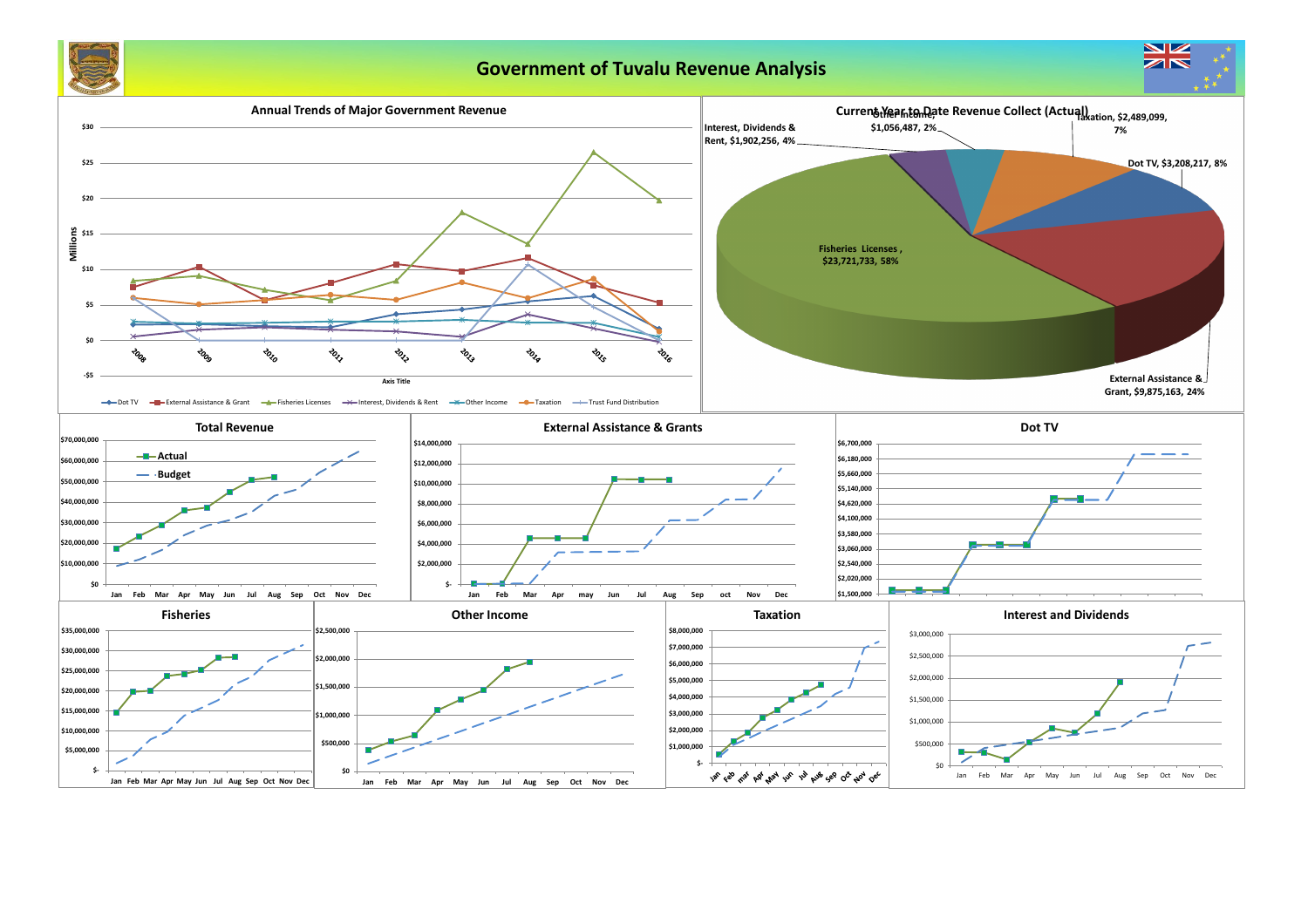# Government of Tuvalu Revenue Analysis

## Annual Trends of Major Government Revenue

Millions

$30, $25, $20, $15, $10, $5, $0, -$5

2008, 2009, 2010, 2011, 2012, 2013, 2014, 2015, 2016

Axis Title

Dot TV — External Assistance & Grant — Fisheries Licenses — Interest, Dividends & Rent — Other Income — Taxation — Trust Fund Distribution

## Current Year to Date Revenue Collect (Actual)

- Fisheries Licenses, $23,721,733, 58%
- External Assistance & Grant, $9,875,163, 24%
- Dot TV, $3,208,217, 8%
- Taxation, $2,489,099, 7%
- Other Income, $1,056,487, 2%
- Interest, Dividends & Rent, $1,902,256, 4%

## Total Revenue

Actual — Budget

Jan Feb Mar Apr May Jun Jul Aug Sep Oct Nov Dec

## External Assistance & Grants

Jan Feb Mar Apr may Jun Jul Aug Sep oct Nov Dec

## Dot TV

## Fisheries

Jan Feb Mar Apr May Jun Jul Aug Sep Oct Nov Dec

## Other Income

Jan Feb Mar Apr May Jun Jul Aug Sep Oct Nov Dec

## Taxation

Jan Feb mar Apr May Jun Jul Aug Sep Oct Nov Dec

## Interest and Dividends

Jan Feb Mar Apr May Jun Jul Aug Sep Oct Nov Dec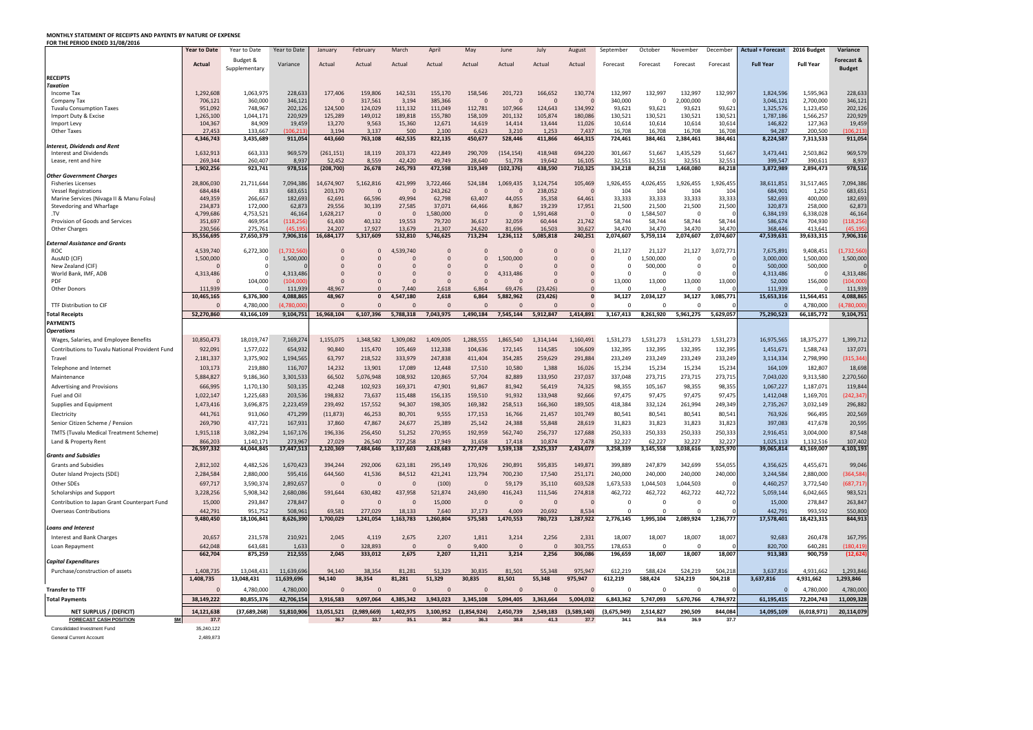**MONTHLY STATEMENT OF RECEIPTS AND PAYENTS BY NATURE OF EXPENSE**
**FOR THE PERIOD ENDED 31/08/2016**

| | Year to Date | Year to Date | Year to Date | January | February | March | April | May | June | July | August | September | October | November | December | Actual + Forecast | 2016 Budget | Variance |
|---|---|---|---|---|---|---|---|---|---|---|---|---|---|---|---|---|---|---|
| | Actual | Budget & Supplementary | Variance | Actual | Actual | Actual | Actual | Actual | Actual | Actual | Actual | Forecast | Forecast | Forecast | Forecast | Full Year | Full Year | Forecast & Budget |
| **RECEIPTS** | | | | | | | | | | | | | | | | | | |
| ***Taxation*** | | | | | | | | | | | | | | | | | | |
| Income Tax | 1,292,608 | 1,063,975 | 228,633 | 177,406 | 159,806 | 142,531 | 155,170 | 158,546 | 201,723 | 166,652 | 130,774 | 132,997 | 132,997 | 132,997 | 132,997 | 1,824,596 | 1,595,963 | 228,633 |
| Company Tax | 706,121 | 360,000 | 346,121 | 0 | 317,561 | 3,194 | 385,366 | 0 | 0 | 0 | 0 | 340,000 | 0 | 2,000,000 | 0 | 3,046,121 | 2,700,000 | 346,121 |
| Tuvalu Consumption Taxes | 951,092 | 748,967 | 202,126 | 124,500 | 124,029 | 111,132 | 111,049 | 112,781 | 107,966 | 124,643 | 134,992 | 93,621 | 93,621 | 93,621 | 93,621 | 1,325,576 | 1,123,450 | 202,126 |
| Import Duty & Excise | 1,265,100 | 1,044,171 | 220,929 | 125,289 | 149,012 | 189,818 | 155,780 | 158,109 | 201,132 | 105,874 | 180,086 | 130,521 | 130,521 | 130,521 | 130,521 | 1,787,186 | 1,566,257 | 220,929 |
| Import Levy | 104,367 | 84,909 | 19,459 | 13,270 | 9,563 | 15,360 | 12,671 | 14,619 | 14,414 | 13,444 | 11,026 | 10,614 | 10,614 | 10,614 | 10,614 | 146,822 | 127,363 | 19,459 |
| Other Taxes | 27,453 | 133,667 | (106,213) | 3,194 | 3,137 | 500 | 2,100 | 6,623 | 3,210 | 1,253 | 7,437 | 16,708 | 16,708 | 16,708 | 16,708 | 94,287 | 200,500 | (106,213) |
| | 4,346,743 | 3,435,689 | 911,054 | 443,660 | 763,108 | 462,535 | 822,135 | 450,677 | 528,446 | 411,866 | 464,315 | 724,461 | 384,461 | 2,384,461 | 384,461 | 8,224,587 | 7,313,533 | 911,054 |
| ***Interest, Dividends and Rent*** | | | | | | | | | | | | | | | | | | |
| Interest and Dividends | 1,632,913 | 663,333 | 969,579 | (261,151) | 18,119 | 203,373 | 422,849 | 290,709 | (154,154) | 418,948 | 694,220 | 301,667 | 51,667 | 1,435,529 | 51,667 | 3,473,441 | 2,503,862 | 969,579 |
| Lease, rent and hire | 269,344 | 260,407 | 8,937 | 52,452 | 8,559 | 42,420 | 49,749 | 28,640 | 51,778 | 19,642 | 16,105 | 32,551 | 32,551 | 32,551 | 32,551 | 399,547 | 390,611 | 8,937 |
| | 1,902,256 | 923,741 | 978,516 | (208,700) | 26,678 | 245,793 | 472,598 | 319,349 | (102,376) | 438,590 | 710,325 | 334,218 | 84,218 | 1,468,080 | 84,218 | 3,872,989 | 2,894,473 | 978,516 |
| ***Other Government Charges*** | | | | | | | | | | | | | | | | | | |
| Fisheries Licenses | 28,806,030 | 21,711,644 | 7,094,386 | 14,674,907 | 5,162,816 | 421,999 | 3,722,466 | 524,184 | 1,069,435 | 3,124,754 | 105,469 | 1,926,455 | 4,026,455 | 1,926,455 | 1,926,455 | 38,611,851 | 31,517,465 | 7,094,386 |
| Vessel Registrations | 684,484 | 833 | 683,651 | 203,170 | 0 | 0 | 243,262 | 0 | 0 | 238,052 | 0 | 104 | 104 | 104 | 104 | 684,901 | 1,250 | 683,651 |
| Marine Services (Nivaga II & Manu Folau) | 449,359 | 266,667 | 182,693 | 62,691 | 66,596 | 49,994 | 62,798 | 63,407 | 44,055 | 35,358 | 64,461 | 33,333 | 33,333 | 33,333 | 33,333 | 582,693 | 400,000 | 182,693 |
| Stevedoring and Wharfage | 234,873 | 172,000 | 62,873 | 29,556 | 30,139 | 27,585 | 37,071 | 64,466 | 8,867 | 19,239 | 17,951 | 21,500 | 21,500 | 21,500 | 21,500 | 320,873 | 258,000 | 62,873 |
| .TV | 4,799,686 | 4,753,521 | 46,164 | 1,628,217 | 0 | 0 | 1,580,000 | 0 | 0 | 1,591,468 | 0 | 0 | 1,584,507 | 0 | 0 | 6,384,193 | 6,338,028 | 46,164 |
| Provision of Goods and Services | 351,697 | 469,954 | (118,256) | 61,430 | 40,132 | 19,553 | 79,720 | 36,617 | 32,059 | 60,444 | 21,742 | 58,744 | 58,744 | 58,744 | 58,744 | 586,674 | 704,930 | (118,256) |
| Other Charges | 230,566 | 275,761 | (45,195) | 24,207 | 17,927 | 13,679 | 21,307 | 24,620 | 81,696 | 16,503 | 30,627 | 34,470 | 34,470 | 34,470 | 34,470 | 368,446 | 413,641 | (45,195) |
| | 35,556,695 | 27,650,379 | 7,906,316 | 16,684,177 | 5,317,609 | 532,810 | 5,746,625 | 713,294 | 1,236,112 | 5,085,818 | 240,251 | 2,074,607 | 5,759,114 | 2,074,607 | 2,074,607 | 47,539,631 | 39,633,315 | 7,906,316 |
| ***External Assistance and Grants*** | | | | | | | | | | | | | | | | | | |
| ROC | 4,539,740 | 6,272,300 | (1,732,560) | 0 | 0 | 4,539,740 | 0 | 0 | 0 | 0 | 0 | 21,127 | 21,127 | 21,127 | 3,072,771 | 7,675,891 | 9,408,451 | (1,732,560) |
| AusAID (CIF) | 1,500,000 | 0 | 1,500,000 | 0 | 0 | 0 | 0 | 0 | 1,500,000 | 0 | 0 | 0 | 1,500,000 | 0 | 0 | 3,000,000 | 1,500,000 | 1,500,000 |
| New Zealand (CIF) | 0 | 0 | 0 | 0 | 0 | 0 | 0 | 0 | 0 | 0 | 0 | 0 | 500,000 | 0 | 0 | 500,000 | 500,000 | 0 |
| World Bank, IMF, ADB | 4,313,486 | 0 | 4,313,486 | 0 | 0 | 0 | 0 | 0 | 4,313,486 | 0 | 0 | 0 | 0 | 0 | 0 | 4,313,486 | 0 | 4,313,486 |
| PDF | 0 | 104,000 | (104,000) | 0 | 0 | 0 | 0 | 0 | 0 | 0 | 0 | 13,000 | 13,000 | 13,000 | 13,000 | 52,000 | 156,000 | (104,000) |
| Other Donors | 111,939 | 0 | 111,939 | 48,967 | 0 | 7,440 | 2,618 | 6,864 | 69,476 | (23,426) | 0 | 0 | 0 | 0 | 0 | 111,939 | 0 | 111,939 |
| | 10,465,165 | 6,376,300 | 4,088,865 | 48,967 | 0 | 4,547,180 | 2,618 | 6,864 | 5,882,962 | (23,426) | 0 | 34,127 | 2,034,127 | 34,127 | 3,085,771 | 15,653,316 | 11,564,451 | 4,088,865 |
| TTF Distribution to CIF | 0 | 4,780,000 | (4,780,000) | 0 | 0 | 0 | 0 | 0 | 0 | 0 | 0 | 0 | 0 | 0 | | 0 | 4,780,000 | (4,780,000) |
| **Total Receipts** | 52,270,860 | 43,166,109 | 9,104,751 | 16,968,104 | 6,107,396 | 5,788,318 | 7,043,975 | 1,490,184 | 7,545,144 | 5,912,847 | 1,414,891 | 3,167,413 | 8,261,920 | 5,961,275 | 5,629,057 | 75,290,523 | 66,185,772 | 9,104,751 |
| **PAYMENTS** | | | | | | | | | | | | | | | | | | |
| ***Operations*** | | | | | | | | | | | | | | | | | | |
| Wages, Salaries, and Employee Benefits | 10,850,473 | 18,019,747 | 7,169,274 | 1,155,075 | 1,348,582 | 1,309,082 | 1,409,005 | 1,288,555 | 1,865,540 | 1,314,144 | 1,160,491 | 1,531,273 | 1,531,273 | 1,531,273 | 1,531,273 | 16,975,565 | 18,375,277 | 1,399,712 |
| Contributions to Tuvalu National Provident Fund | 922,091 | 1,577,022 | 654,932 | 90,840 | 115,470 | 105,469 | 112,338 | 104,636 | 172,145 | 114,585 | 106,609 | 132,395 | 132,395 | 132,395 | 132,395 | 1,451,671 | 1,588,743 | 137,071 |
| Travel | 2,181,337 | 3,375,902 | 1,194,565 | 63,797 | 218,522 | 333,979 | 247,838 | 411,404 | 354,285 | 259,629 | 291,884 | 233,249 | 233,249 | 233,249 | 233,249 | 3,114,334 | 2,798,990 | (315,344) |
| Telephone and Internet | 103,173 | 219,880 | 116,707 | 14,232 | 13,901 | 17,089 | 12,448 | 17,510 | 10,580 | 1,388 | 16,026 | 15,234 | 15,234 | 15,234 | 15,234 | 164,109 | 182,807 | 18,698 |
| Maintenance | 5,884,827 | 9,186,360 | 3,301,533 | 66,502 | 5,076,948 | 108,932 | 120,865 | 57,704 | 82,889 | 133,950 | 237,037 | 337,048 | 273,715 | 273,715 | 273,715 | 7,043,020 | 9,313,580 | 2,270,560 |
| Advertising and Provisions | 666,995 | 1,170,130 | 503,135 | 42,248 | 102,923 | 169,371 | 47,901 | 91,867 | 81,942 | 56,419 | 74,325 | 98,355 | 105,167 | 98,355 | 98,355 | 1,067,227 | 1,187,071 | 119,844 |
| Fuel and Oil | 1,022,147 | 1,225,683 | 203,536 | 198,832 | 73,637 | 115,488 | 156,135 | 159,510 | 91,932 | 133,948 | 92,666 | 97,475 | 97,475 | 97,475 | 97,475 | 1,412,048 | 1,169,701 | (242,347) |
| Supplies and Equipment | 1,473,416 | 3,696,875 | 2,223,459 | 239,492 | 157,552 | 94,307 | 198,305 | 169,382 | 258,513 | 166,360 | 189,505 | 418,384 | 332,124 | 261,994 | 249,349 | 2,735,267 | 3,032,149 | 296,882 |
| Electricity | 441,761 | 913,060 | 471,299 | (11,873) | 46,253 | 80,701 | 9,555 | 177,153 | 16,766 | 21,457 | 101,749 | 80,541 | 80,541 | 80,541 | 80,541 | 763,926 | 966,495 | 202,569 |
| Senior Citizen Scheme / Pension | 269,790 | 437,721 | 167,931 | 37,860 | 47,867 | 24,677 | 25,389 | 25,142 | 24,388 | 55,848 | 28,619 | 31,823 | 31,823 | 31,823 | 31,823 | 397,083 | 417,678 | 20,595 |
| TMTS (Tuvalu Medical Treatment Scheme) | 1,915,118 | 3,082,294 | 1,167,176 | 196,336 | 256,450 | 51,252 | 270,955 | 192,959 | 562,740 | 256,737 | 127,688 | 250,333 | 250,333 | 250,333 | 250,333 | 2,916,451 | 3,004,000 | 87,548 |
| Land & Property Rent | 866,203 | 1,140,171 | 273,967 | 27,029 | 26,540 | 727,258 | 17,949 | 31,658 | 17,418 | 10,874 | 7,478 | 32,227 | 62,227 | 32,227 | 32,227 | 1,025,113 | 1,132,516 | 107,402 |
| | 26,597,332 | 44,044,845 | 17,447,513 | 2,120,369 | 7,484,646 | 3,137,603 | 2,628,683 | 2,727,479 | 3,539,138 | 2,525,337 | 2,434,077 | 3,258,339 | 3,145,558 | 3,038,616 | 3,025,970 | 39,065,814 | 43,169,007 | 4,103,193 |
| ***Grants and Subsidies*** | | | | | | | | | | | | | | | | | | |
| Grants and Subsidies | 2,812,102 | 4,482,526 | 1,670,423 | 394,244 | 292,006 | 623,181 | 295,149 | 170,926 | 290,891 | 595,835 | 149,871 | 399,889 | 247,879 | 342,699 | 554,055 | 4,356,625 | 4,455,671 | 99,046 |
| Outer Island Projects (SDE) | 2,284,584 | 2,880,000 | 595,416 | 644,560 | 41,536 | 84,512 | 421,241 | 123,794 | 700,230 | 17,540 | 251,171 | 240,000 | 240,000 | 240,000 | 240,000 | 3,244,584 | 2,880,000 | (364,584) |
| Other SDEs | 697,717 | 3,590,374 | 2,892,657 | 0 | 0 | 0 | (100) | 0 | 59,179 | 35,110 | 603,528 | 1,673,533 | 1,044,503 | 1,044,503 | 0 | 4,460,257 | 3,772,540 | (687,717) |
| Scholarships and Support | 3,228,256 | 5,908,342 | 2,680,086 | 591,644 | 630,482 | 437,958 | 521,874 | 243,690 | 416,243 | 111,546 | 274,818 | 462,722 | 462,722 | 462,722 | 442,722 | 5,059,144 | 6,042,665 | 983,521 |
| Contribution to Japan Grant Counterpart Fund | 15,000 | 293,847 | 278,847 | 0 | 0 | 0 | 15,000 | 0 | 0 | 0 | 0 | 0 | 0 | 0 | 0 | 15,000 | 278,847 | 263,847 |
| Overseas Contributions | 442,791 | 951,752 | 508,961 | 69,581 | 277,029 | 18,133 | 7,640 | 37,173 | 4,009 | 20,692 | 8,534 | 0 | 0 | 0 | 0 | 442,791 | 993,592 | 550,800 |
| | 9,480,450 | 18,106,841 | 8,626,390 | 1,700,029 | 1,241,054 | 1,163,783 | 1,260,804 | 575,583 | 1,470,553 | 780,723 | 1,287,922 | 2,776,145 | 1,995,104 | 2,089,924 | 1,236,777 | 17,578,401 | 18,423,315 | 844,913 |
| ***Loans and Interest*** | | | | | | | | | | | | | | | | | | |
| Interest and Bank Charges | 20,657 | 231,578 | 210,921 | 2,045 | 4,119 | 2,675 | 2,207 | 1,811 | 3,214 | 2,256 | 2,331 | 18,007 | 18,007 | 18,007 | 18,007 | 92,683 | 260,478 | 167,795 |
| Loan Repayment | 642,048 | 643,681 | 1,633 | 0 | 328,893 | 0 | 0 | 9,400 | 0 | 0 | 303,755 | 178,653 | 0 | 0 | 0 | 820,700 | 640,281 | (180,419) |
| | 662,704 | 875,259 | 212,555 | 2,045 | 333,012 | 2,675 | 2,207 | 11,211 | 3,214 | 2,256 | 306,086 | 196,659 | 18,007 | 18,007 | 18,007 | 913,383 | 900,759 | (12,624) |
| ***Capital Expenditures*** | | | | | | | | | | | | | | | | | | |
| Purchase/construction of assets | 1,408,735 | 13,048,431 | 11,639,696 | 94,140 | 38,354 | 81,281 | 51,329 | 30,835 | 81,501 | 55,348 | 975,947 | 612,219 | 588,424 | 524,219 | 504,218 | 3,637,816 | 4,931,662 | 1,293,846 |
| | 1,408,735 | 13,048,431 | 11,639,696 | 94,140 | 38,354 | 81,281 | 51,329 | 30,835 | 81,501 | 55,348 | 975,947 | 612,219 | 588,424 | 524,219 | 504,218 | 3,637,816 | 4,931,662 | 1,293,846 |
| **Transfer to TTF** | 0 | 4,780,000 | 4,780,000 | 0 | 0 | 0 | 0 | 0 | 0 | 0 | 0 | 0 | 0 | 0 | 0 | 0 | 4,780,000 | 4,780,000 |
| **Total Payments** | 38,149,222 | 80,855,376 | 42,706,154 | 3,916,583 | 9,097,064 | 4,385,342 | 3,943,023 | 3,345,108 | 5,094,405 | 3,363,664 | 5,004,032 | 6,843,362 | 5,747,093 | 5,670,766 | 4,784,972 | 61,195,415 | 72,204,743 | 11,009,328 |
| **NET SURPLUS / (DEFICIT)** | 14,121,638 | (37,689,268) | 51,810,906 | 13,051,521 | (2,989,669) | 1,402,975 | 3,100,952 | (1,854,924) | 2,450,739 | 2,549,183 | (3,589,140) | (3,675,949) | 2,514,827 | 290,509 | 844,084 | 14,095,109 | (6,018,971) | 20,114,079 |
| **FORECAST CASH POSITION** $M | 37.7 | | | 36.7 | 33.7 | 35.1 | 38.2 | 36.3 | 38.8 | 41.3 | 37.7 | 34.1 | 36.6 | 36.9 | 37.7 | | | |
| Consolidated Investment Fund | 35,240,122 | | | | | | | | | | | | | | | | | |
| General Current Account | 2,489,873 | | | | | | | | | | | | | | | | | |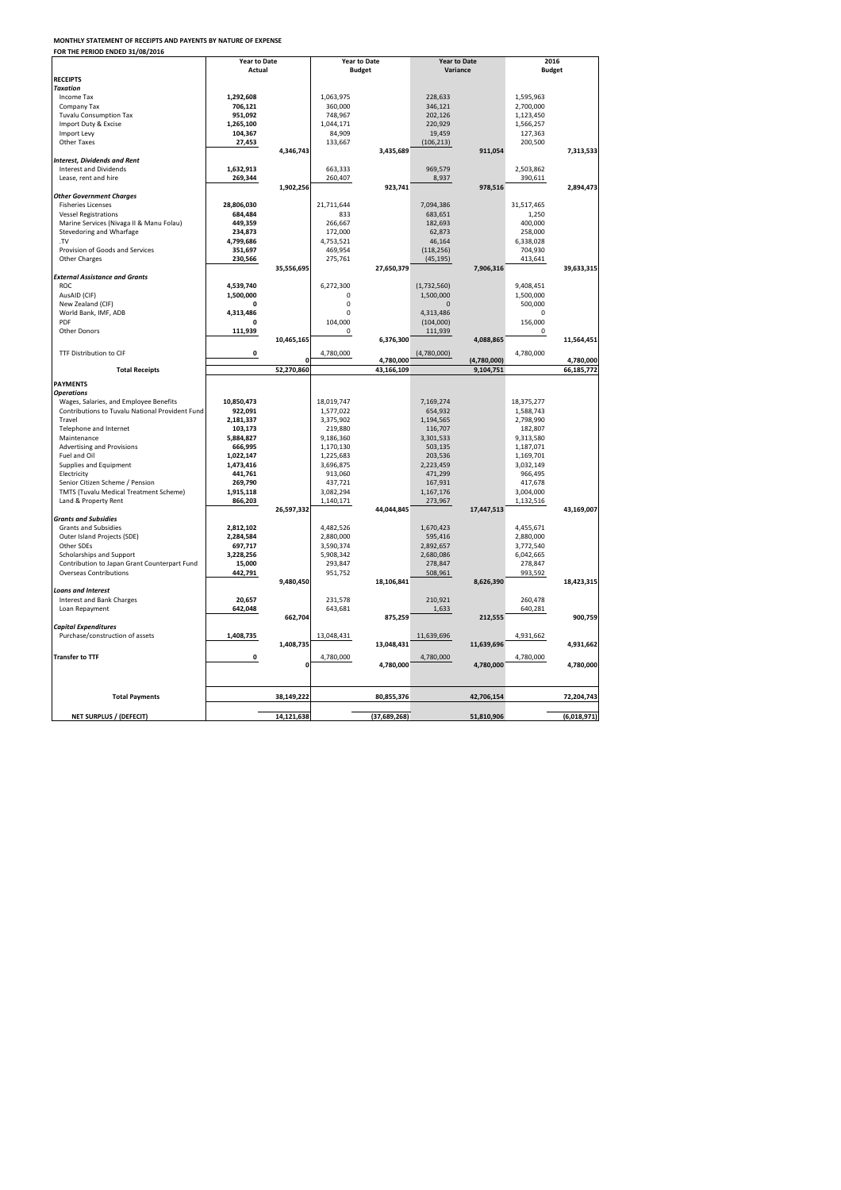**MONTHLY STATEMENT OF RECEIPTS AND PAYENTS BY NATURE OF EXPENSE**

**FOR THE PERIOD ENDED 31/08/2016**

| | Year to Date Actual | | Year to Date Budget | | Year to Date Variance | | 2016 Budget | |
|---|---|---|---|---|---|---|---|---|
| **RECEIPTS** | | | | | | | | |
| ***Taxation*** | | | | | | | | |
| Income Tax | **1,292,608** | | 1,063,975 | | 228,633 | | 1,595,963 | |
| Company Tax | **706,121** | | 360,000 | | 346,121 | | 2,700,000 | |
| Tuvalu Consumption Tax | **951,092** | | 748,967 | | 202,126 | | 1,123,450 | |
| Import Duty & Excise | **1,265,100** | | 1,044,171 | | 220,929 | | 1,566,257 | |
| Import Levy | **104,367** | | 84,909 | | 19,459 | | 127,363 | |
| Other Taxes | **27,453** | | 133,667 | | (106,213) | | 200,500 | |
| | | **4,346,743** | | **3,435,689** | | **911,054** | | **7,313,533** |
| ***Interest, Dividends and Rent*** | | | | | | | | |
| Interest and Dividends | **1,632,913** | | 663,333 | | 969,579 | | 2,503,862 | |
| Lease, rent and hire | **269,344** | | 260,407 | | 8,937 | | 390,611 | |
| | | **1,902,256** | | **923,741** | | **978,516** | | **2,894,473** |
| ***Other Government Charges*** | | | | | | | | |
| Fisheries Licenses | **28,806,030** | | 21,711,644 | | 7,094,386 | | 31,517,465 | |
| Vessel Registrations | **684,484** | | 833 | | 683,651 | | 1,250 | |
| Marine Services (Nivaga II & Manu Folau) | **449,359** | | 266,667 | | 182,693 | | 400,000 | |
| Stevedoring and Wharfage | **234,873** | | 172,000 | | 62,873 | | 258,000 | |
| .TV | **4,799,686** | | 4,753,521 | | 46,164 | | 6,338,028 | |
| Provision of Goods and Services | **351,697** | | 469,954 | | (118,256) | | 704,930 | |
| Other Charges | **230,566** | | 275,761 | | (45,195) | | 413,641 | |
| | | **35,556,695** | | **27,650,379** | | **7,906,316** | | **39,633,315** |
| ***External Assistance and Grants*** | | | | | | | | |
| ROC | **4,539,740** | | 6,272,300 | | (1,732,560) | | 9,408,451 | |
| AusAID (CIF) | **1,500,000** | | 0 | | 1,500,000 | | 1,500,000 | |
| New Zealand (CIF) | **0** | | 0 | | 0 | | 500,000 | |
| World Bank, IMF, ADB | **4,313,486** | | 0 | | 4,313,486 | | 0 | |
| PDF | **0** | | 104,000 | | (104,000) | | 156,000 | |
| Other Donors | **111,939** | | 0 | | 111,939 | | 0 | |
| | | **10,465,165** | | **6,376,300** | | **4,088,865** | | **11,564,451** |
| TTF Distribution to CIF | **0** | | 4,780,000 | | (4,780,000) | | 4,780,000 | |
| | | **0** | | **4,780,000** | | **(4,780,000)** | | **4,780,000** |
| **Total Receipts** | | **52,270,860** | | **43,166,109** | | **9,104,751** | | **66,185,772** |
| **PAYMENTS** | | | | | | | | |
| ***Operations*** | | | | | | | | |
| Wages, Salaries, and Employee Benefits | **10,850,473** | | 18,019,747 | | 7,169,274 | | 18,375,277 | |
| Contributions to Tuvalu National Provident Fund | **922,091** | | 1,577,022 | | 654,932 | | 1,588,743 | |
| Travel | **2,181,337** | | 3,375,902 | | 1,194,565 | | 2,798,990 | |
| Telephone and Internet | **103,173** | | 219,880 | | 116,707 | | 182,807 | |
| Maintenance | **5,884,827** | | 9,186,360 | | 3,301,533 | | 9,313,580 | |
| Advertising and Provisions | **666,995** | | 1,170,130 | | 503,135 | | 1,187,071 | |
| Fuel and Oil | **1,022,147** | | 1,225,683 | | 203,536 | | 1,169,701 | |
| Supplies and Equipment | **1,473,416** | | 3,696,875 | | 2,223,459 | | 3,032,149 | |
| Electricity | **441,761** | | 913,060 | | 471,299 | | 966,495 | |
| Senior Citizen Scheme / Pension | **269,790** | | 437,721 | | 167,931 | | 417,678 | |
| TMTS (Tuvalu Medical Treatment Scheme) | **1,915,118** | | 3,082,294 | | 1,167,176 | | 3,004,000 | |
| Land & Property Rent | **866,203** | | 1,140,171 | | 273,967 | | 1,132,516 | |
| | | **26,597,332** | | **44,044,845** | | **17,447,513** | | **43,169,007** |
| ***Grants and Subsidies*** | | | | | | | | |
| Grants and Subsidies | **2,812,102** | | 4,482,526 | | 1,670,423 | | 4,455,671 | |
| Outer Island Projects (SDE) | **2,284,584** | | 2,880,000 | | 595,416 | | 2,880,000 | |
| Other SDEs | **697,717** | | 3,590,374 | | 2,892,657 | | 3,772,540 | |
| Scholarships and Support | **3,228,256** | | 5,908,342 | | 2,680,086 | | 6,042,665 | |
| Contribution to Japan Grant Counterpart Fund | **15,000** | | 293,847 | | 278,847 | | 278,847 | |
| Overseas Contributions | **442,791** | | 951,752 | | 508,961 | | 993,592 | |
| | | **9,480,450** | | **18,106,841** | | **8,626,390** | | **18,423,315** |
| ***Loans and Interest*** | | | | | | | | |
| Interest and Bank Charges | **20,657** | | 231,578 | | 210,921 | | 260,478 | |
| Loan Repayment | **642,048** | | 643,681 | | 1,633 | | 640,281 | |
| | | **662,704** | | **875,259** | | **212,555** | | **900,759** |
| ***Capital Expenditures*** | | | | | | | | |
| Purchase/construction of assets | **1,408,735** | | 13,048,431 | | 11,639,696 | | 4,931,662 | |
| | | **1,408,735** | | **13,048,431** | | **11,639,696** | | **4,931,662** |
| **Transfer to TTF** | **0** | | 4,780,000 | | 4,780,000 | | 4,780,000 | |
| | | **0** | | **4,780,000** | | **4,780,000** | | **4,780,000** |
| **Total Payments** | | **38,149,222** | | **80,855,376** | | **42,706,154** | | **72,204,743** |
| **NET SURPLUS / (DEFECIT)** | | **14,121,638** | | **(37,689,268)** | | **51,810,906** | | **(6,018,971)** |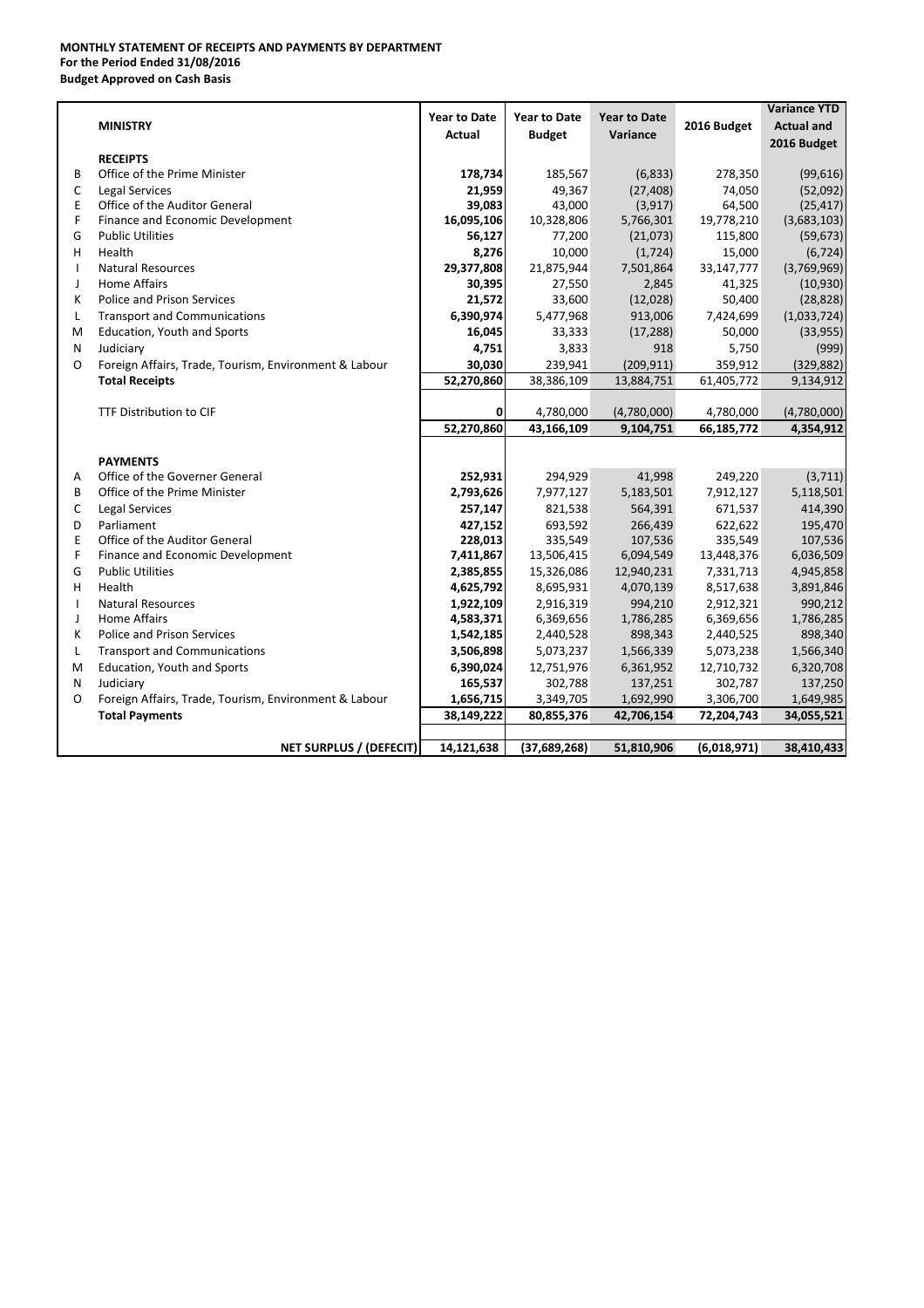**MONTHLY STATEMENT OF RECEIPTS AND PAYMENTS BY DEPARTMENT**
**For the Period Ended 31/08/2016**
**Budget Approved on Cash Basis**

| | MINISTRY | Year to Date Actual | Year to Date Budget | Year to Date Variance | 2016 Budget | Variance YTD Actual and 2016 Budget |
|---|---|---|---|---|---|---|
| | **RECEIPTS** | | | | | |
| B | Office of the Prime Minister | **178,734** | 185,567 | (6,833) | 278,350 | (99,616) |
| C | Legal Services | **21,959** | 49,367 | (27,408) | 74,050 | (52,092) |
| E | Office of the Auditor General | **39,083** | 43,000 | (3,917) | 64,500 | (25,417) |
| F | Finance and Economic Development | **16,095,106** | 10,328,806 | 5,766,301 | 19,778,210 | (3,683,103) |
| G | Public Utilities | **56,127** | 77,200 | (21,073) | 115,800 | (59,673) |
| H | Health | **8,276** | 10,000 | (1,724) | 15,000 | (6,724) |
| I | Natural Resources | **29,377,808** | 21,875,944 | 7,501,864 | 33,147,777 | (3,769,969) |
| J | Home Affairs | **30,395** | 27,550 | 2,845 | 41,325 | (10,930) |
| K | Police and Prison Services | **21,572** | 33,600 | (12,028) | 50,400 | (28,828) |
| L | Transport and Communications | **6,390,974** | 5,477,968 | 913,006 | 7,424,699 | (1,033,724) |
| M | Education, Youth and Sports | **16,045** | 33,333 | (17,288) | 50,000 | (33,955) |
| N | Judiciary | **4,751** | 3,833 | 918 | 5,750 | (999) |
| O | Foreign Affairs, Trade, Tourism, Environment & Labour | **30,030** | 239,941 | (209,911) | 359,912 | (329,882) |
| | **Total Receipts** | **52,270,860** | 38,386,109 | 13,884,751 | 61,405,772 | 9,134,912 |
| | TTF Distribution to CIF | **0** | 4,780,000 | (4,780,000) | 4,780,000 | (4,780,000) |
| | | **52,270,860** | **43,166,109** | **9,104,751** | **66,185,772** | **4,354,912** |
| | **PAYMENTS** | | | | | |
| A | Office of the Governer General | **252,931** | 294,929 | 41,998 | 249,220 | (3,711) |
| B | Office of the Prime Minister | **2,793,626** | 7,977,127 | 5,183,501 | 7,912,127 | 5,118,501 |
| C | Legal Services | **257,147** | 821,538 | 564,391 | 671,537 | 414,390 |
| D | Parliament | **427,152** | 693,592 | 266,439 | 622,622 | 195,470 |
| E | Office of the Auditor General | **228,013** | 335,549 | 107,536 | 335,549 | 107,536 |
| F | Finance and Economic Development | **7,411,867** | 13,506,415 | 6,094,549 | 13,448,376 | 6,036,509 |
| G | Public Utilities | **2,385,855** | 15,326,086 | 12,940,231 | 7,331,713 | 4,945,858 |
| H | Health | **4,625,792** | 8,695,931 | 4,070,139 | 8,517,638 | 3,891,846 |
| I | Natural Resources | **1,922,109** | 2,916,319 | 994,210 | 2,912,321 | 990,212 |
| J | Home Affairs | **4,583,371** | 6,369,656 | 1,786,285 | 6,369,656 | 1,786,285 |
| K | Police and Prison Services | **1,542,185** | 2,440,528 | 898,343 | 2,440,525 | 898,340 |
| L | Transport and Communications | **3,506,898** | 5,073,237 | 1,566,339 | 5,073,238 | 1,566,340 |
| M | Education, Youth and Sports | **6,390,024** | 12,751,976 | 6,361,952 | 12,710,732 | 6,320,708 |
| N | Judiciary | **165,537** | 302,788 | 137,251 | 302,787 | 137,250 |
| O | Foreign Affairs, Trade, Tourism, Environment & Labour | **1,656,715** | 3,349,705 | 1,692,990 | 3,306,700 | 1,649,985 |
| | **Total Payments** | **38,149,222** | **80,855,376** | **42,706,154** | **72,204,743** | **34,055,521** |
| | **NET SURPLUS / (DEFECIT)** | **14,121,638** | **(37,689,268)** | **51,810,906** | **(6,018,971)** | **38,410,433** |